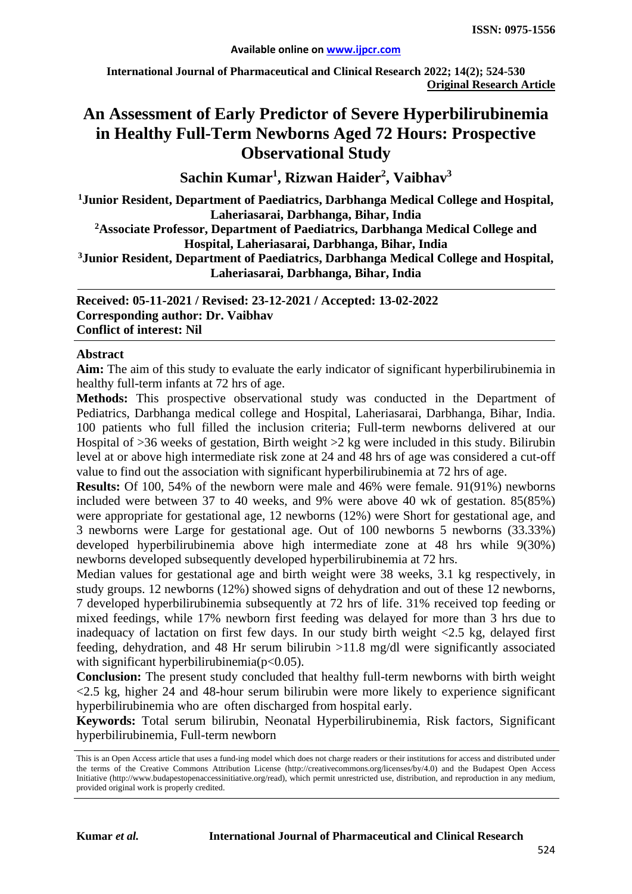ISSN: 0975-1556

Available online on www.ijpcr.com

**Original Research Article**

# An Assessment of Early Predictor of Severe Hyperbilirubinemia in Healthy Full-Term Newborns Aged 72 Hours: Prospective Observational Study

**Sachin Kumar[1], Rizwan Haider[2], Vaibhav[3]**

**[1]Junior Resident, Department of Paediatrics, Darbhanga Medical College and Hospital, Laheriasarai, Darbhanga, Bihar, India**

**[2]Associate Professor, Department of Paediatrics, Darbhanga Medical College and Hospital, Laheriasarai, Darbhanga, Bihar, India**

**[3]Junior Resident, Department of Paediatrics, Darbhanga Medical College and Hospital, Laheriasarai, Darbhanga, Bihar, India**

**Received: 05-11-2021 / Revised: 23-12-2021 / Accepted: 13-02-2022**
**Corresponding author: Dr. Vaibhav**
**Conflict of interest: Nil**

## Abstract

**Aim:** The aim of this study to evaluate the early indicator of significant hyperbilirubinemia in healthy full-term infants at 72 hrs of age.

**Methods:** This prospective observational study was conducted in the Department of Pediatrics, Darbhanga medical college and Hospital, Laheriasarai, Darbhanga, Bihar, India. 100 patients who full filled the inclusion criteria; Full-term newborns delivered at our Hospital of >36 weeks of gestation, Birth weight >2 kg were included in this study. Bilirubin level at or above high intermediate risk zone at 24 and 48 hrs of age was considered a cut-off value to find out the association with significant hyperbilirubinemia at 72 hrs of age.

**Results:** Of 100, 54% of the newborn were male and 46% were female. 91(91%) newborns included were between 37 to 40 weeks, and 9% were above 40 wk of gestation. 85(85%) were appropriate for gestational age, 12 newborns (12%) were Short for gestational age, and 3 newborns were Large for gestational age. Out of 100 newborns 5 newborns (33.33%) developed hyperbilirubinemia above high intermediate zone at 48 hrs while 9(30%) newborns developed subsequently developed hyperbilirubinemia at 72 hrs.

Median values for gestational age and birth weight were 38 weeks, 3.1 kg respectively, in study groups. 12 newborns (12%) showed signs of dehydration and out of these 12 newborns, 7 developed hyperbilirubinemia subsequently at 72 hrs of life. 31% received top feeding or mixed feedings, while 17% newborn first feeding was delayed for more than 3 hrs due to inadequacy of lactation on first few days. In our study birth weight <2.5 kg, delayed first feeding, dehydration, and 48 Hr serum bilirubin >11.8 mg/dl were significantly associated with significant hyperbilirubinemia($p<0.05$).

**Conclusion:** The present study concluded that healthy full-term newborns with birth weight <2.5 kg, higher 24 and 48-hour serum bilirubin were more likely to experience significant hyperbilirubinemia who are often discharged from hospital early.

**Keywords:** Total serum bilirubin, Neonatal Hyperbilirubinemia, Risk factors, Significant hyperbilirubinemia, Full-term newborn

This is an Open Access article that uses a fund-ing model which does not charge readers or their institutions for access and distributed under the terms of the Creative Commons Attribution License (http://creativecommons.org/licenses/by/4.0) and the Budapest Open Access Initiative (http://www.budapestopenaccessinitiative.org/read), which permit unrestricted use, distribution, and reproduction in any medium, provided original work is properly credited.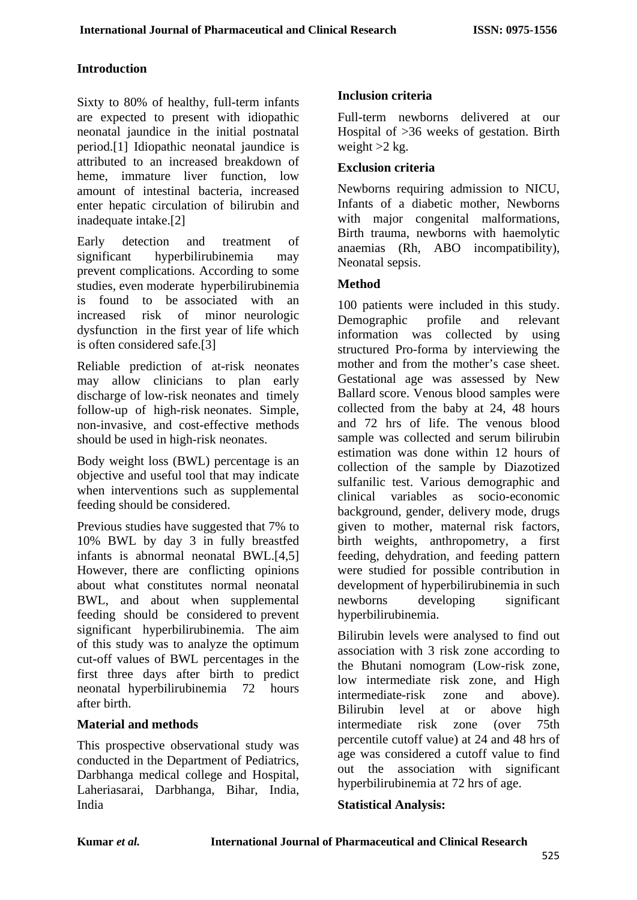## Introduction

Sixty to 80% of healthy, full-term infants are expected to present with idiopathic neonatal jaundice in the initial postnatal period.[1] Idiopathic neonatal jaundice is attributed to an increased breakdown of heme, immature liver function, low amount of intestinal bacteria, increased enter hepatic circulation of bilirubin and inadequate intake.[2]

Early detection and treatment of significant hyperbilirubinemia may prevent complications. According to some studies, even moderate hyperbilirubinemia is found to be associated with an increased risk of minor neurologic dysfunction in the first year of life which is often considered safe.[3]

Reliable prediction of at-risk neonates may allow clinicians to plan early discharge of low-risk neonates and timely follow-up of high-risk neonates. Simple, non-invasive, and cost-effective methods should be used in high-risk neonates.

Body weight loss (BWL) percentage is an objective and useful tool that may indicate when interventions such as supplemental feeding should be considered.

Previous studies have suggested that 7% to 10% BWL by day 3 in fully breastfed infants is abnormal neonatal BWL.[4,5] However, there are conflicting opinions about what constitutes normal neonatal BWL, and about when supplemental feeding should be considered to prevent significant hyperbilirubinemia. The aim of this study was to analyze the optimum cut-off values of BWL percentages in the first three days after birth to predict neonatal hyperbilirubinemia 72 hours after birth.

## Material and methods

This prospective observational study was conducted in the Department of Pediatrics, Darbhanga medical college and Hospital, Laheriasarai, Darbhanga, Bihar, India, India

### Inclusion criteria

Full-term newborns delivered at our Hospital of >36 weeks of gestation. Birth weight >2 kg.

### Exclusion criteria

Newborns requiring admission to NICU, Infants of a diabetic mother, Newborns with major congenital malformations, Birth trauma, newborns with haemolytic anaemias (Rh, ABO incompatibility), Neonatal sepsis.

### Method

100 patients were included in this study. Demographic profile and relevant information was collected by using structured Pro-forma by interviewing the mother and from the mother's case sheet. Gestational age was assessed by New Ballard score. Venous blood samples were collected from the baby at 24, 48 hours and 72 hrs of life. The venous blood sample was collected and serum bilirubin estimation was done within 12 hours of collection of the sample by Diazotized sulfanilic test. Various demographic and clinical variables as socio-economic background, gender, delivery mode, drugs given to mother, maternal risk factors, birth weights, anthropometry, a first feeding, dehydration, and feeding pattern were studied for possible contribution in development of hyperbilirubinemia in such newborns developing significant hyperbilirubinemia.

Bilirubin levels were analysed to find out association with 3 risk zone according to the Bhutani nomogram (Low-risk zone, low intermediate risk zone, and High intermediate-risk zone and above). Bilirubin level at or above high intermediate risk zone (over 75th percentile cutoff value) at 24 and 48 hrs of age was considered a cutoff value to find out the association with significant hyperbilirubinemia at 72 hrs of age.

### Statistical Analysis: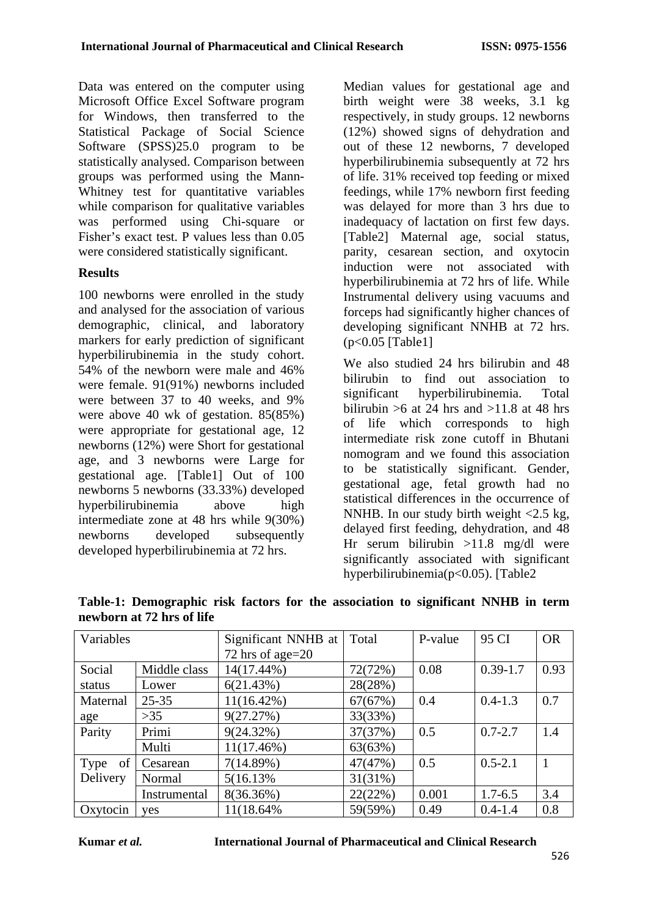Data was entered on the computer using Microsoft Office Excel Software program for Windows, then transferred to the Statistical Package of Social Science Software (SPSS)25.0 program to be statistically analysed. Comparison between groups was performed using the Mann-Whitney test for quantitative variables while comparison for qualitative variables was performed using Chi-square or Fisher's exact test. P values less than 0.05 were considered statistically significant.

## Results

100 newborns were enrolled in the study and analysed for the association of various demographic, clinical, and laboratory markers for early prediction of significant hyperbilirubinemia in the study cohort. 54% of the newborn were male and 46% were female. 91(91%) newborns included were between 37 to 40 weeks, and 9% were above 40 wk of gestation. 85(85%) were appropriate for gestational age, 12 newborns (12%) were Short for gestational age, and 3 newborns were Large for gestational age. [Table1] Out of 100 newborns 5 newborns (33.33%) developed hyperbilirubinemia above high intermediate zone at 48 hrs while 9(30%) newborns developed subsequently developed hyperbilirubinemia at 72 hrs.

Median values for gestational age and birth weight were 38 weeks, 3.1 kg respectively, in study groups. 12 newborns (12%) showed signs of dehydration and out of these 12 newborns, 7 developed hyperbilirubinemia subsequently at 72 hrs of life. 31% received top feeding or mixed feedings, while 17% newborn first feeding was delayed for more than 3 hrs due to inadequacy of lactation on first few days. [Table2] Maternal age, social status, parity, cesarean section, and oxytocin induction were not associated with hyperbilirubinemia at 72 hrs of life. While Instrumental delivery using vacuums and forceps had significantly higher chances of developing significant NNHB at 72 hrs. ($p<0.05$ [Table1]

We also studied 24 hrs bilirubin and 48 bilirubin to find out association to significant hyperbilirubinemia. Total bilirubin >6 at 24 hrs and >11.8 at 48 hrs of life which corresponds to high intermediate risk zone cutoff in Bhutani nomogram and we found this association to be statistically significant. Gender, gestational age, fetal growth had no statistical differences in the occurrence of NNHB. In our study birth weight <2.5 kg, delayed first feeding, dehydration, and 48 Hr serum bilirubin >11.8 mg/dl were significantly associated with significant hyperbilirubinemia($p<0.05$). [Table2

**Table-1: Demographic risk factors for the association to significant NNHB in term newborn at 72 hrs of life**

| Variables | | Significant NNHB at 72 hrs of age=20 | Total | P-value | 95 CI | OR |
|---|---|---|---|---|---|---|
| Social status | Middle class | 14(17.44%) | 72(72%) | 0.08 | 0.39-1.7 | 0.93 |
| | Lower | 6(21.43%) | 28(28%) | | | |
| Maternal age | 25-35 | 11(16.42%) | 67(67%) | 0.4 | 0.4-1.3 | 0.7 |
| | >35 | 9(27.27%) | 33(33%) | | | |
| Parity | Primi | 9(24.32%) | 37(37%) | 0.5 | 0.7-2.7 | 1.4 |
| | Multi | 11(17.46%) | 63(63%) | | | |
| Type of Delivery | Cesarean | 7(14.89%) | 47(47%) | 0.5 | 0.5-2.1 | 1 |
| | Normal | 5(16.13% | 31(31%) | | | |
| | Instrumental | 8(36.36%) | 22(22%) | 0.001 | 1.7-6.5 | 3.4 |
| Oxytocin | yes | 11(18.64% | 59(59%) | 0.49 | 0.4-1.4 | 0.8 |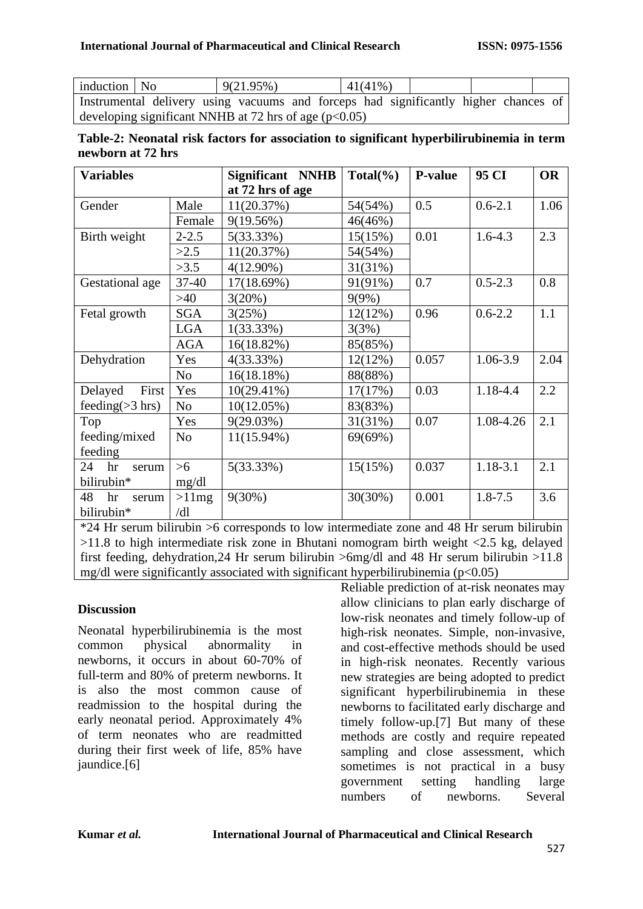| induction | No | 9(21.95%) | 41(41%) | | | |
|---|---|---|---|---|---|---|

Instrumental delivery using vacuums and forceps had significantly higher chances of developing significant NNHB at 72 hrs of age ($p<0.05$)

**Table-2: Neonatal risk factors for association to significant hyperbilirubinemia in term newborn at 72 hrs**

| Variables | | Significant NNHB at 72 hrs of age | Total(%) | P-value | 95 CI | OR |
|---|---|---|---|---|---|---|
| Gender | Male | 11(20.37%) | 54(54%) | 0.5 | 0.6-2.1 | 1.06 |
| | Female | 9(19.56%) | 46(46%) | | | |
| Birth weight | 2-2.5 | 5(33.33%) | 15(15%) | 0.01 | 1.6-4.3 | 2.3 |
| | >2.5 | 11(20.37%) | 54(54%) | | | |
| | >3.5 | 4(12.90%) | 31(31%) | | | |
| Gestational age | 37-40 | 17(18.69%) | 91(91%) | 0.7 | 0.5-2.3 | 0.8 |
| | >40 | 3(20%) | 9(9%) | | | |
| Fetal growth | SGA | 3(25%) | 12(12%) | 0.96 | 0.6-2.2 | 1.1 |
| | LGA | 1(33.33%) | 3(3%) | | | |
| | AGA | 16(18.82%) | 85(85%) | | | |
| Dehydration | Yes | 4(33.33%) | 12(12%) | 0.057 | 1.06-3.9 | 2.04 |
| | No | 16(18.18%) | 88(88%) | | | |
| Delayed First feeding(>3 hrs) | Yes | 10(29.41%) | 17(17%) | 0.03 | 1.18-4.4 | 2.2 |
| | No | 10(12.05%) | 83(83%) | | | |
| Top feeding/mixed feeding | Yes | 9(29.03%) | 31(31%) | 0.07 | 1.08-4.26 | 2.1 |
| | No | 11(15.94%) | 69(69%) | | | |
| 24 hr serum bilirubin* | >6 mg/dl | 5(33.33%) | 15(15%) | 0.037 | 1.18-3.1 | 2.1 |
| 48 hr serum bilirubin* | >11mg /dl | 9(30%) | 30(30%) | 0.001 | 1.8-7.5 | 3.6 |

*24 Hr serum bilirubin >6 corresponds to low intermediate zone and 48 Hr serum bilirubin >11.8 to high intermediate risk zone in Bhutani nomogram birth weight <2.5 kg, delayed first feeding, dehydration,24 Hr serum bilirubin >6mg/dl and 48 Hr serum bilirubin >11.8 mg/dl were significantly associated with significant hyperbilirubinemia ($p<0.05$)

## Discussion

Neonatal hyperbilirubinemia is the most common physical abnormality in newborns, it occurs in about 60-70% of full-term and 80% of preterm newborns. It is also the most common cause of readmission to the hospital during the early neonatal period. Approximately 4% of term neonates who are readmitted during their first week of life, 85% have jaundice.[6]

Reliable prediction of at-risk neonates may allow clinicians to plan early discharge of low-risk neonates and timely follow-up of high-risk neonates. Simple, non-invasive, and cost-effective methods should be used in high-risk neonates. Recently various new strategies are being adopted to predict significant hyperbilirubinemia in these newborns to facilitated early discharge and timely follow-up.[7] But many of these methods are costly and require repeated sampling and close assessment, which sometimes is not practical in a busy government setting handling large numbers of newborns. Several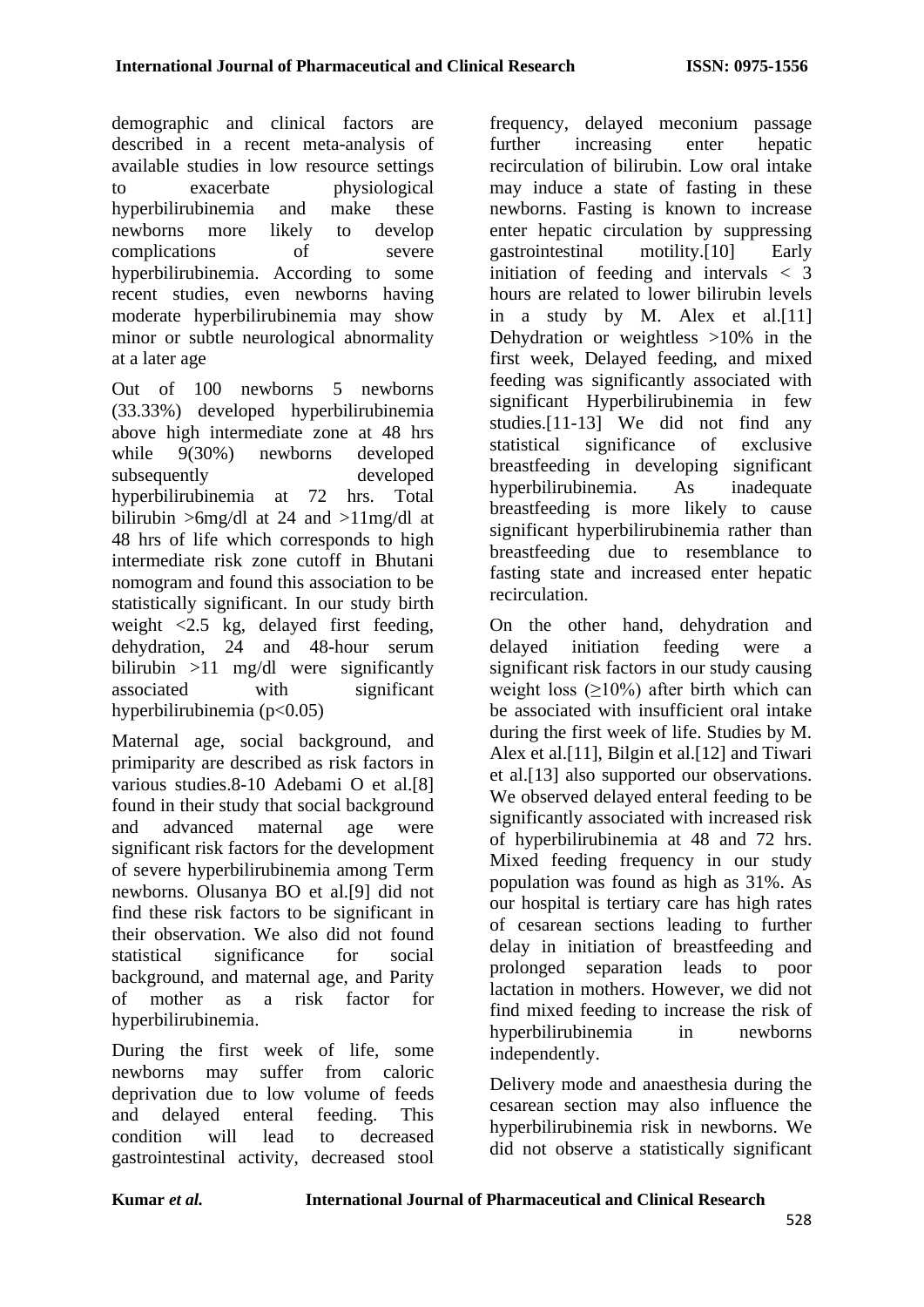demographic and clinical factors are described in a recent meta-analysis of available studies in low resource settings to exacerbate physiological hyperbilirubinemia and make these newborns more likely to develop complications of severe hyperbilirubinemia. According to some recent studies, even newborns having moderate hyperbilirubinemia may show minor or subtle neurological abnormality at a later age

Out of 100 newborns 5 newborns (33.33%) developed hyperbilirubinemia above high intermediate zone at 48 hrs while 9(30%) newborns developed subsequently developed hyperbilirubinemia at 72 hrs. Total bilirubin >6mg/dl at 24 and >11mg/dl at 48 hrs of life which corresponds to high intermediate risk zone cutoff in Bhutani nomogram and found this association to be statistically significant. In our study birth weight <2.5 kg, delayed first feeding, dehydration, 24 and 48-hour serum bilirubin >11 mg/dl were significantly associated with significant hyperbilirubinemia ($p<0.05$)

Maternal age, social background, and primiparity are described as risk factors in various studies.8-10 Adebami O et al.[8] found in their study that social background and advanced maternal age were significant risk factors for the development of severe hyperbilirubinemia among Term newborns. Olusanya BO et al.[9] did not find these risk factors to be significant in their observation. We also did not found statistical significance for social background, and maternal age, and Parity of mother as a risk factor for hyperbilirubinemia.

During the first week of life, some newborns may suffer from caloric deprivation due to low volume of feeds and delayed enteral feeding. This condition will lead to decreased gastrointestinal activity, decreased stool frequency, delayed meconium passage further increasing enter hepatic recirculation of bilirubin. Low oral intake may induce a state of fasting in these newborns. Fasting is known to increase enter hepatic circulation by suppressing gastrointestinal motility.[10] Early initiation of feeding and intervals < 3 hours are related to lower bilirubin levels in a study by M. Alex et al.[11] Dehydration or weightless >10% in the first week, Delayed feeding, and mixed feeding was significantly associated with significant Hyperbilirubinemia in few studies.[11-13] We did not find any statistical significance of exclusive breastfeeding in developing significant hyperbilirubinemia. As inadequate breastfeeding is more likely to cause significant hyperbilirubinemia rather than breastfeeding due to resemblance to fasting state and increased enter hepatic recirculation.

On the other hand, dehydration and delayed initiation feeding were a significant risk factors in our study causing weight loss (≥10%) after birth which can be associated with insufficient oral intake during the first week of life. Studies by M. Alex et al.[11], Bilgin et al.[12] and Tiwari et al.[13] also supported our observations. We observed delayed enteral feeding to be significantly associated with increased risk of hyperbilirubinemia at 48 and 72 hrs. Mixed feeding frequency in our study population was found as high as 31%. As our hospital is tertiary care has high rates of cesarean sections leading to further delay in initiation of breastfeeding and prolonged separation leads to poor lactation in mothers. However, we did not find mixed feeding to increase the risk of hyperbilirubinemia in newborns independently.

Delivery mode and anaesthesia during the cesarean section may also influence the hyperbilirubinemia risk in newborns. We did not observe a statistically significant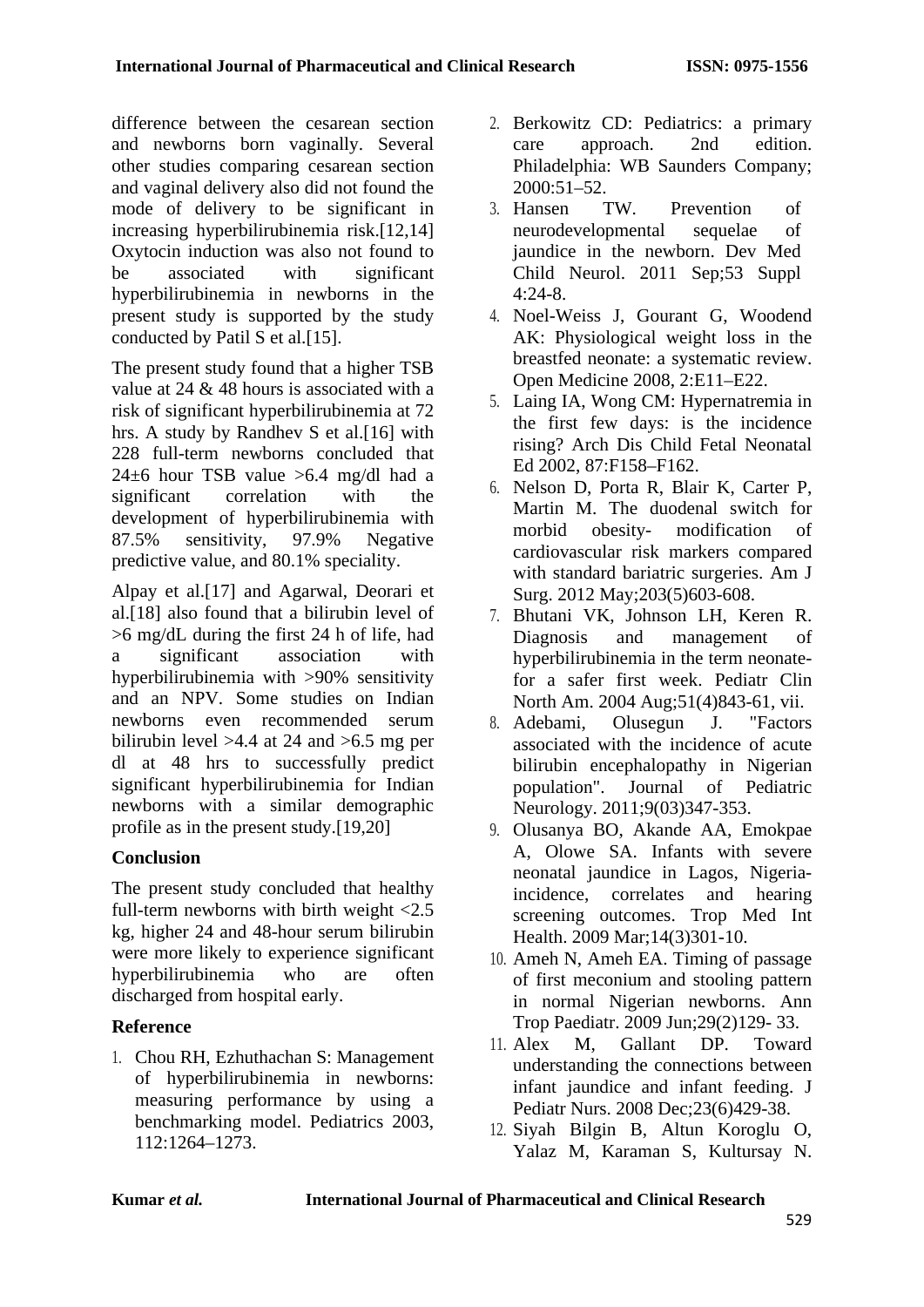difference between the cesarean section and newborns born vaginally. Several other studies comparing cesarean section and vaginal delivery also did not found the mode of delivery to be significant in increasing hyperbilirubinemia risk.[12,14] Oxytocin induction was also not found to be associated with significant hyperbilirubinemia in newborns in the present study is supported by the study conducted by Patil S et al.[15].

The present study found that a higher TSB value at 24 & 48 hours is associated with a risk of significant hyperbilirubinemia at 72 hrs. A study by Randhev S et al.[16] with 228 full-term newborns concluded that 24±6 hour TSB value >6.4 mg/dl had a significant correlation with the development of hyperbilirubinemia with 87.5% sensitivity, 97.9% Negative predictive value, and 80.1% speciality.

Alpay et al.[17] and Agarwal, Deorari et al.[18] also found that a bilirubin level of >6 mg/dL during the first 24 h of life, had a significant association with hyperbilirubinemia with >90% sensitivity and an NPV. Some studies on Indian newborns even recommended serum bilirubin level >4.4 at 24 and >6.5 mg per dl at 48 hrs to successfully predict significant hyperbilirubinemia for Indian newborns with a similar demographic profile as in the present study.[19,20]

## Conclusion

The present study concluded that healthy full-term newborns with birth weight <2.5 kg, higher 24 and 48-hour serum bilirubin were more likely to experience significant hyperbilirubinemia who are often discharged from hospital early.

## Reference

1. Chou RH, Ezhuthachan S: Management of hyperbilirubinemia in newborns: measuring performance by using a benchmarking model. Pediatrics 2003, 112:1264–1273.
2. Berkowitz CD: Pediatrics: a primary care approach. 2nd edition. Philadelphia: WB Saunders Company; 2000:51–52.
3. Hansen TW. Prevention of neurodevelopmental sequelae of jaundice in the newborn. Dev Med Child Neurol. 2011 Sep;53 Suppl 4:24-8.
4. Noel-Weiss J, Gourant G, Woodend AK: Physiological weight loss in the breastfed neonate: a systematic review. Open Medicine 2008, 2:E11–E22.
5. Laing IA, Wong CM: Hypernatremia in the first few days: is the incidence rising? Arch Dis Child Fetal Neonatal Ed 2002, 87:F158–F162.
6. Nelson D, Porta R, Blair K, Carter P, Martin M. The duodenal switch for morbid obesity- modification of cardiovascular risk markers compared with standard bariatric surgeries. Am J Surg. 2012 May;203(5)603-608.
7. Bhutani VK, Johnson LH, Keren R. Diagnosis and management of hyperbilirubinemia in the term neonate-for a safer first week. Pediatr Clin North Am. 2004 Aug;51(4)843-61, vii.
8. Adebami, Olusegun J. "Factors associated with the incidence of acute bilirubin encephalopathy in Nigerian population". Journal of Pediatric Neurology. 2011;9(03)347-353.
9. Olusanya BO, Akande AA, Emokpae A, Olowe SA. Infants with severe neonatal jaundice in Lagos, Nigeria-incidence, correlates and hearing screening outcomes. Trop Med Int Health. 2009 Mar;14(3)301-10.
10. Ameh N, Ameh EA. Timing of passage of first meconium and stooling pattern in normal Nigerian newborns. Ann Trop Paediatr. 2009 Jun;29(2)129- 33.
11. Alex M, Gallant DP. Toward understanding the connections between infant jaundice and infant feeding. J Pediatr Nurs. 2008 Dec;23(6)429-38.
12. Siyah Bilgin B, Altun Koroglu O, Yalaz M, Karaman S, Kultursay N.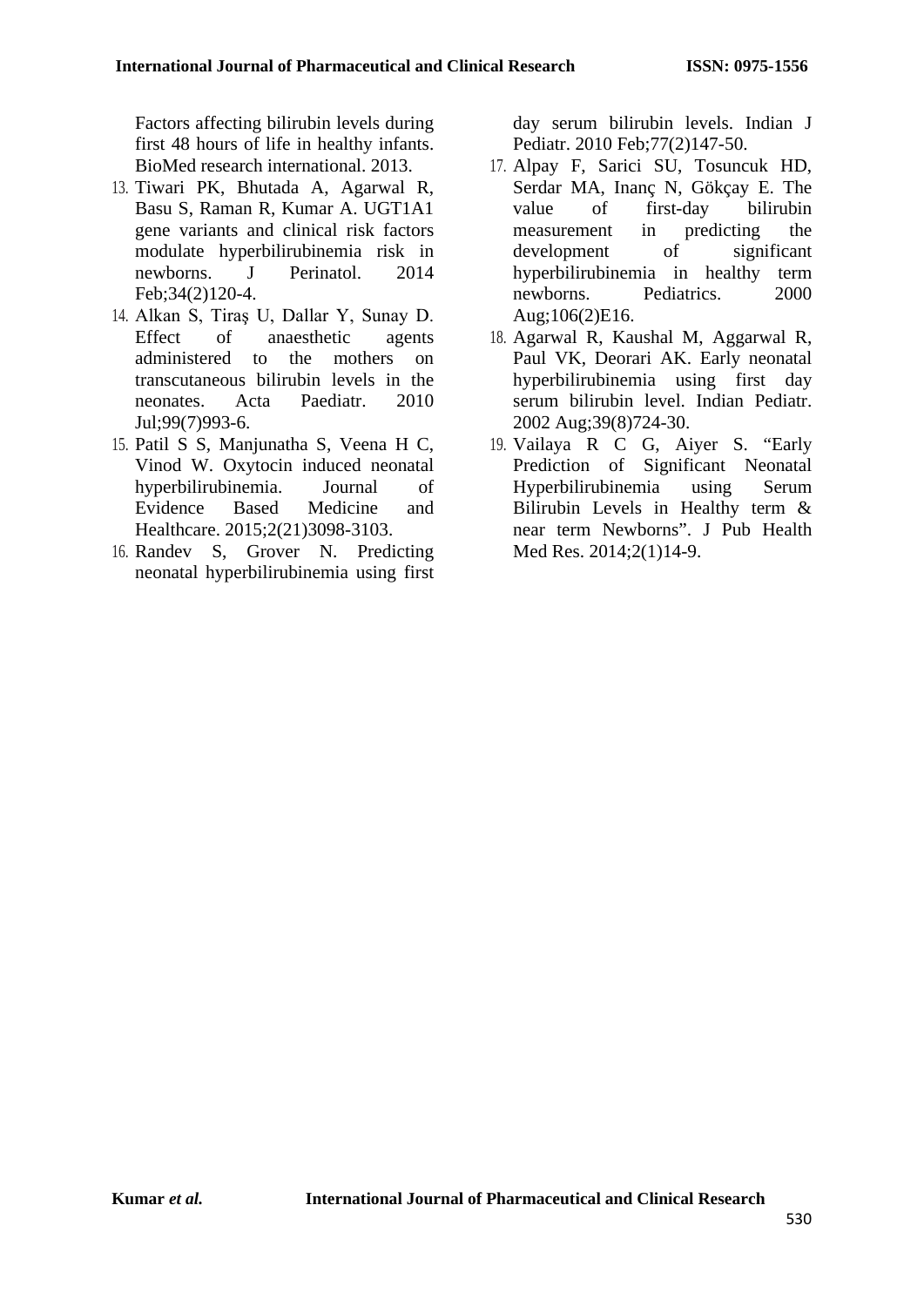Factors affecting bilirubin levels during first 48 hours of life in healthy infants. BioMed research international. 2013.

13. Tiwari PK, Bhutada A, Agarwal R, Basu S, Raman R, Kumar A. UGT1A1 gene variants and clinical risk factors modulate hyperbilirubinemia risk in newborns. J Perinatol. 2014 Feb;34(2)120-4.
14. Alkan S, Tiraş U, Dallar Y, Sunay D. Effect of anaesthetic agents administered to the mothers on transcutaneous bilirubin levels in the neonates. Acta Paediatr. 2010 Jul;99(7)993-6.
15. Patil S S, Manjunatha S, Veena H C, Vinod W. Oxytocin induced neonatal hyperbilirubinemia. Journal of Evidence Based Medicine and Healthcare. 2015;2(21)3098-3103.
16. Randev S, Grover N. Predicting neonatal hyperbilirubinemia using first day serum bilirubin levels. Indian J Pediatr. 2010 Feb;77(2)147-50.
17. Alpay F, Sarici SU, Tosuncuk HD, Serdar MA, Inanç N, Gökçay E. The value of first-day bilirubin measurement in predicting the development of significant hyperbilirubinemia in healthy term newborns. Pediatrics. 2000 Aug;106(2)E16.
18. Agarwal R, Kaushal M, Aggarwal R, Paul VK, Deorari AK. Early neonatal hyperbilirubinemia using first day serum bilirubin level. Indian Pediatr. 2002 Aug;39(8)724-30.
19. Vailaya R C G, Aiyer S. "Early Prediction of Significant Neonatal Hyperbilirubinemia using Serum Bilirubin Levels in Healthy term & near term Newborns". J Pub Health Med Res. 2014;2(1)14-9.